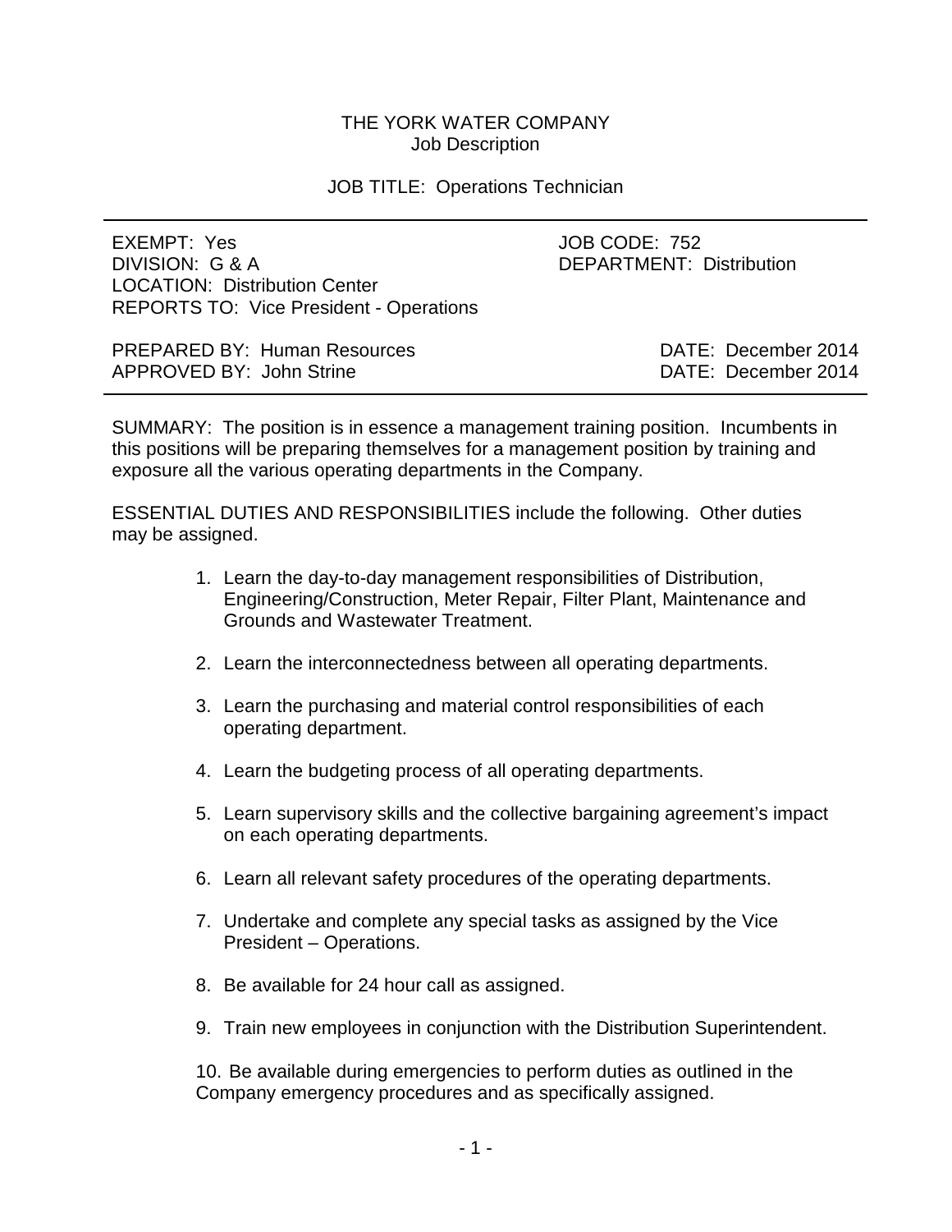# THE YORK WATER COMPANY

## Job Description

### JOB TITLE: Operations Technician

---

EXEMPT: Yes
JOB CODE: 752
DIVISION: G & A
DEPARTMENT: Distribution
LOCATION: Distribution Center
REPORTS TO: Vice President - Operations

PREPARED BY: Human Resources — DATE: December 2014
APPROVED BY: John Strine — DATE: December 2014

---

SUMMARY: The position is in essence a management training position. Incumbents in this positions will be preparing themselves for a management position by training and exposure all the various operating departments in the Company.

ESSENTIAL DUTIES AND RESPONSIBILITIES include the following. Other duties may be assigned.

1. Learn the day-to-day management responsibilities of Distribution, Engineering/Construction, Meter Repair, Filter Plant, Maintenance and Grounds and Wastewater Treatment.

2. Learn the interconnectedness between all operating departments.

3. Learn the purchasing and material control responsibilities of each operating department.

4. Learn the budgeting process of all operating departments.

5. Learn supervisory skills and the collective bargaining agreement's impact on each operating departments.

6. Learn all relevant safety procedures of the operating departments.

7. Undertake and complete any special tasks as assigned by the Vice President – Operations.

8. Be available for 24 hour call as assigned.

9. Train new employees in conjunction with the Distribution Superintendent.

10. Be available during emergencies to perform duties as outlined in the Company emergency procedures and as specifically assigned.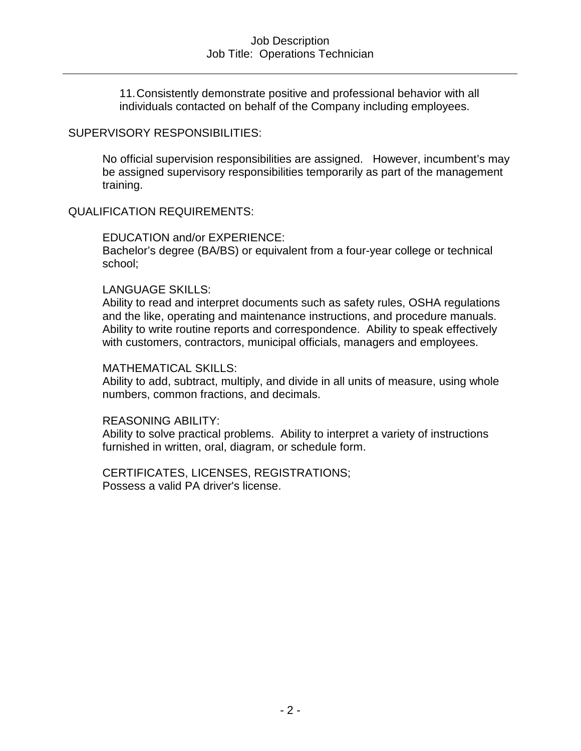11. Consistently demonstrate positive and professional behavior with all individuals contacted on behalf of the Company including employees.

## SUPERVISORY RESPONSIBILITIES:

No official supervision responsibilities are assigned. However, incumbent's may be assigned supervisory responsibilities temporarily as part of the management training.

## QUALIFICATION REQUIREMENTS:

### EDUCATION and/or EXPERIENCE:

Bachelor's degree (BA/BS) or equivalent from a four-year college or technical school;

### LANGUAGE SKILLS:

Ability to read and interpret documents such as safety rules, OSHA regulations and the like, operating and maintenance instructions, and procedure manuals. Ability to write routine reports and correspondence. Ability to speak effectively with customers, contractors, municipal officials, managers and employees.

### MATHEMATICAL SKILLS:

Ability to add, subtract, multiply, and divide in all units of measure, using whole numbers, common fractions, and decimals.

### REASONING ABILITY:

Ability to solve practical problems. Ability to interpret a variety of instructions furnished in written, oral, diagram, or schedule form.

### CERTIFICATES, LICENSES, REGISTRATIONS;

Possess a valid PA driver's license.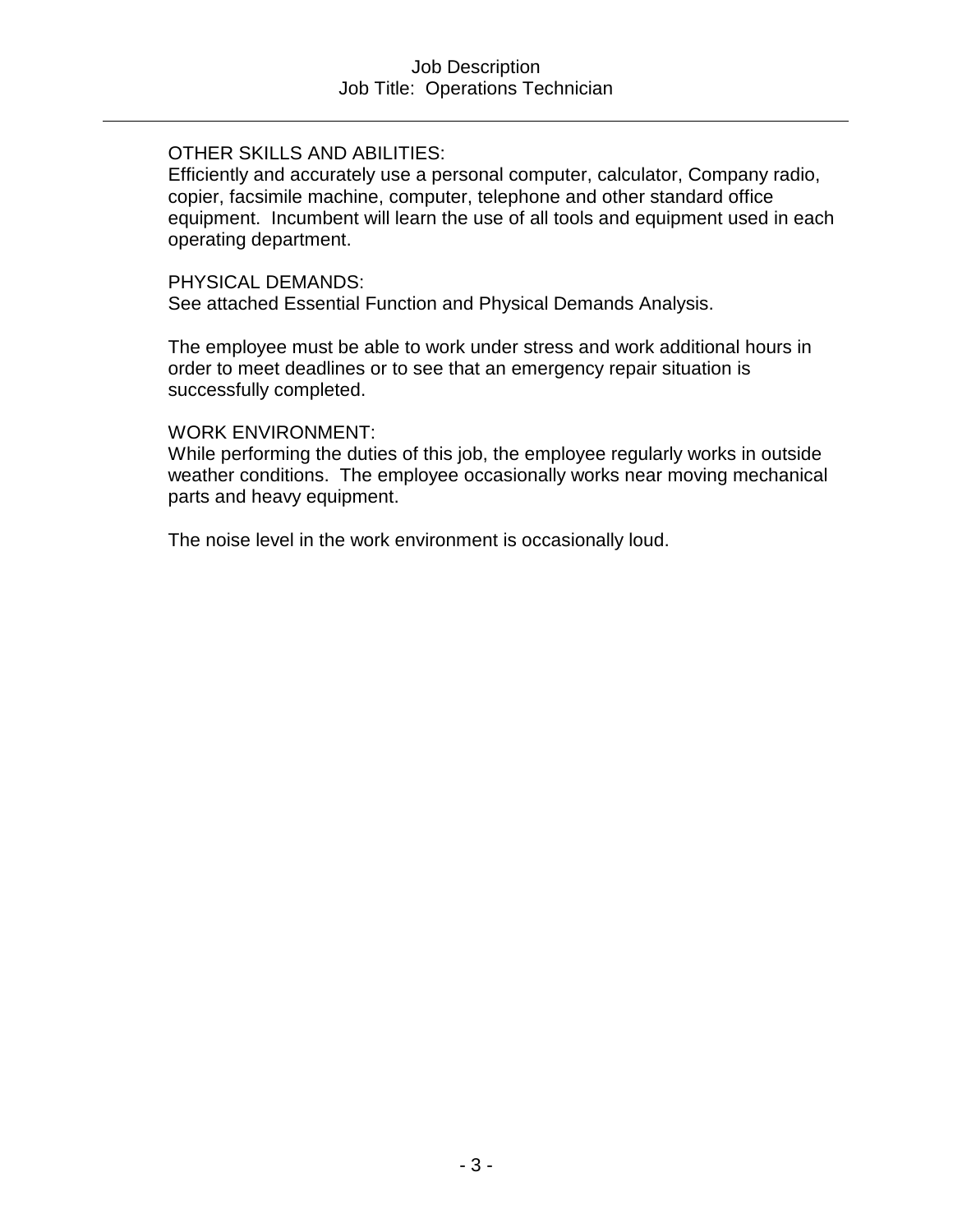OTHER SKILLS AND ABILITIES:

Efficiently and accurately use a personal computer, calculator, Company radio, copier, facsimile machine, computer, telephone and other standard office equipment. Incumbent will learn the use of all tools and equipment used in each operating department.

PHYSICAL DEMANDS:

See attached Essential Function and Physical Demands Analysis.

The employee must be able to work under stress and work additional hours in order to meet deadlines or to see that an emergency repair situation is successfully completed.

WORK ENVIRONMENT:

While performing the duties of this job, the employee regularly works in outside weather conditions. The employee occasionally works near moving mechanical parts and heavy equipment.

The noise level in the work environment is occasionally loud.